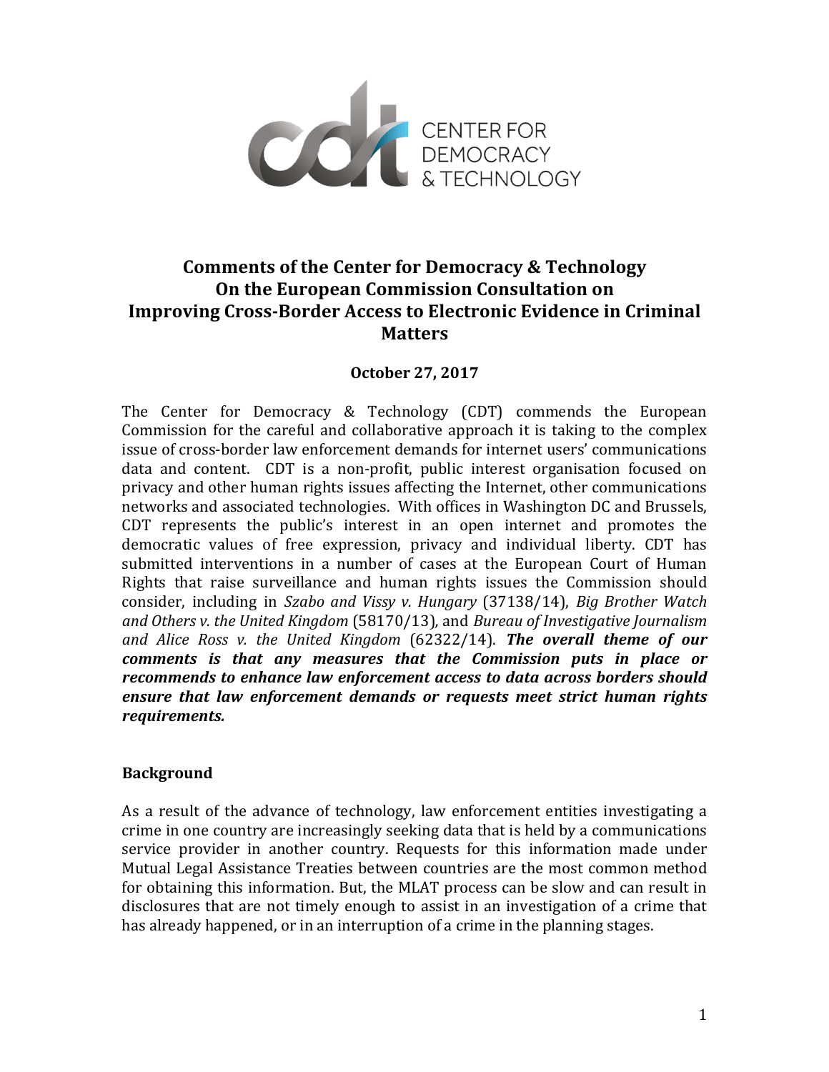CENTER FOR DEMOCRACY & TECHNOLOGY

# Comments of the Center for Democracy & Technology On the European Commission Consultation on Improving Cross-Border Access to Electronic Evidence in Criminal Matters

**October 27, 2017**

The Center for Democracy & Technology (CDT) commends the European Commission for the careful and collaborative approach it is taking to the complex issue of cross-border law enforcement demands for internet users' communications data and content. CDT is a non-profit, public interest organisation focused on privacy and other human rights issues affecting the Internet, other communications networks and associated technologies. With offices in Washington DC and Brussels, CDT represents the public's interest in an open internet and promotes the democratic values of free expression, privacy and individual liberty. CDT has submitted interventions in a number of cases at the European Court of Human Rights that raise surveillance and human rights issues the Commission should consider, including in *Szabo and Vissy v. Hungary* (37138/14), *Big Brother Watch and Others v. the United Kingdom* (58170/13), and *Bureau of Investigative Journalism and Alice Ross v. the United Kingdom* (62322/14). ***The overall theme of our comments is that any measures that the Commission puts in place or recommends to enhance law enforcement access to data across borders should ensure that law enforcement demands or requests meet strict human rights requirements.***

## Background

As a result of the advance of technology, law enforcement entities investigating a crime in one country are increasingly seeking data that is held by a communications service provider in another country. Requests for this information made under Mutual Legal Assistance Treaties between countries are the most common method for obtaining this information. But, the MLAT process can be slow and can result in disclosures that are not timely enough to assist in an investigation of a crime that has already happened, or in an interruption of a crime in the planning stages.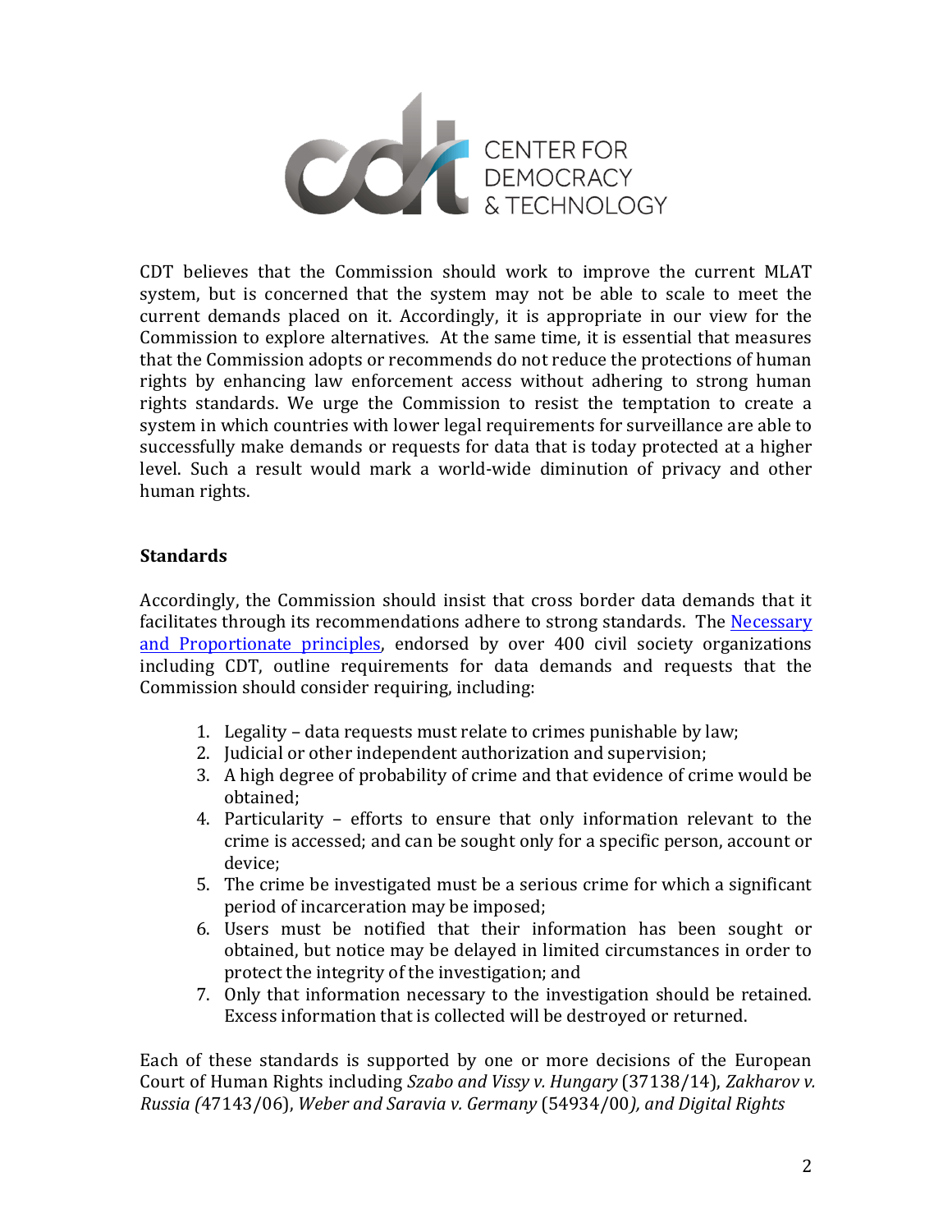CDT believes that the Commission should work to improve the current MLAT system, but is concerned that the system may not be able to scale to meet the current demands placed on it. Accordingly, it is appropriate in our view for the Commission to explore alternatives. At the same time, it is essential that measures that the Commission adopts or recommends do not reduce the protections of human rights by enhancing law enforcement access without adhering to strong human rights standards. We urge the Commission to resist the temptation to create a system in which countries with lower legal requirements for surveillance are able to successfully make demands or requests for data that is today protected at a higher level. Such a result would mark a world-wide diminution of privacy and other human rights.

**Standards**

Accordingly, the Commission should insist that cross border data demands that it facilitates through its recommendations adhere to strong standards. The Necessary and Proportionate principles, endorsed by over 400 civil society organizations including CDT, outline requirements for data demands and requests that the Commission should consider requiring, including:

1. Legality – data requests must relate to crimes punishable by law;
2. Judicial or other independent authorization and supervision;
3. A high degree of probability of crime and that evidence of crime would be obtained;
4. Particularity – efforts to ensure that only information relevant to the crime is accessed; and can be sought only for a specific person, account or device;
5. The crime be investigated must be a serious crime for which a significant period of incarceration may be imposed;
6. Users must be notified that their information has been sought or obtained, but notice may be delayed in limited circumstances in order to protect the integrity of the investigation; and
7. Only that information necessary to the investigation should be retained. Excess information that is collected will be destroyed or returned.

Each of these standards is supported by one or more decisions of the European Court of Human Rights including *Szabo and Vissy v. Hungary* (37138/14), *Zakharov v. Russia (*47143/06), *Weber and Saravia v. Germany* (54934/00*), and Digital Rights*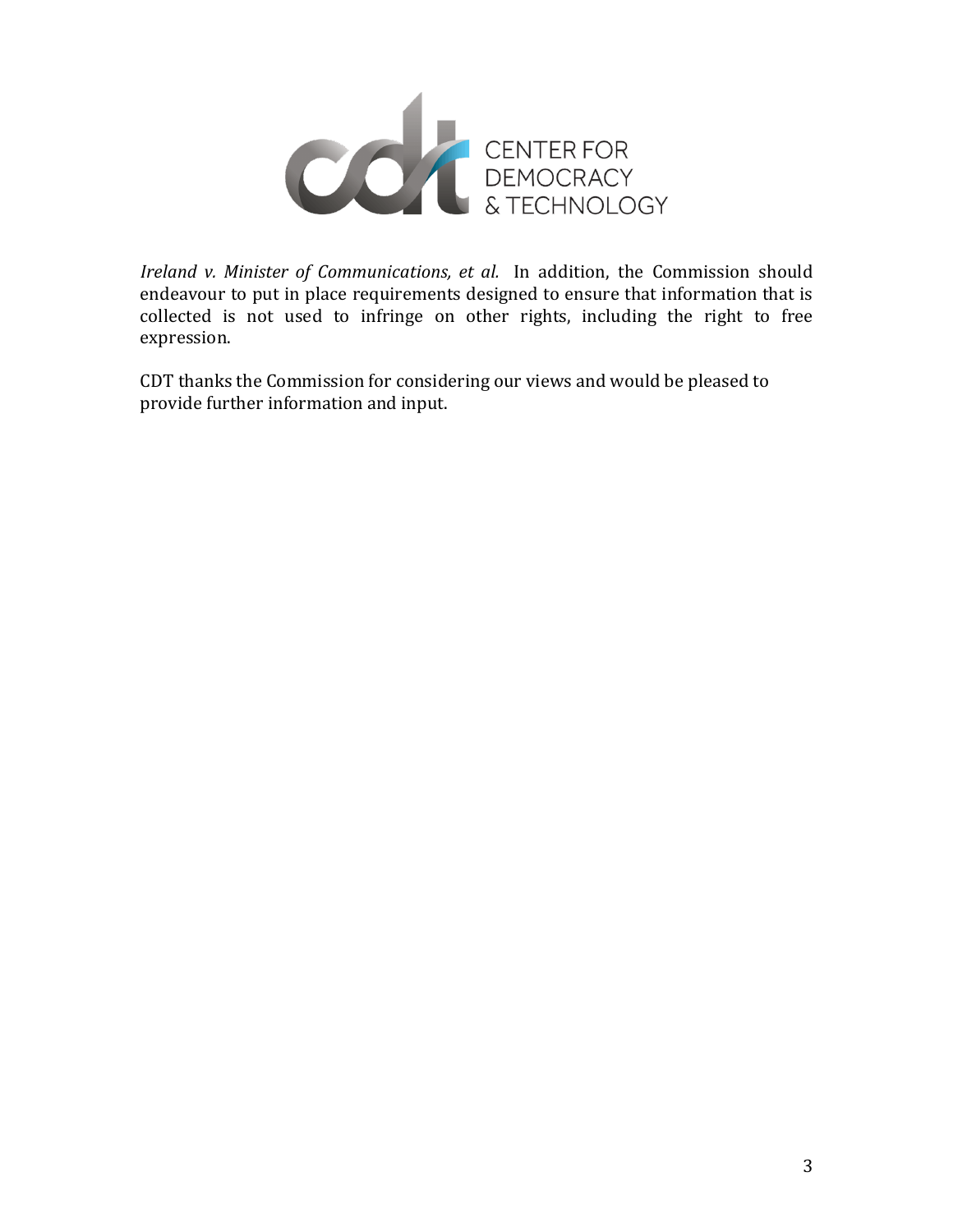*Ireland v. Minister of Communications, et al.* In addition, the Commission should endeavour to put in place requirements designed to ensure that information that is collected is not used to infringe on other rights, including the right to free expression.

CDT thanks the Commission for considering our views and would be pleased to provide further information and input.